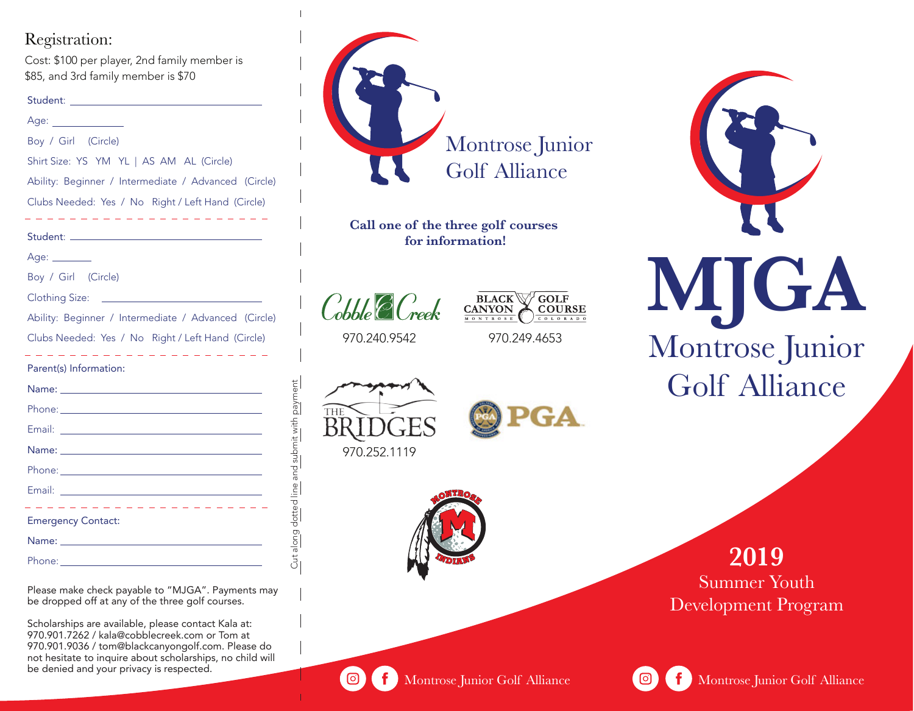## Registration:

Cost: $100 per player, 2nd family member is $85, and 3rd family member is $70

Student: ______________________________

Age: ____________

Boy / Girl (Circle)

Shirt Size: YS YM YL | AS AM AL (Circle)

Ability: Beginner / Intermediate / Advanced (Circle)

Clubs Needed: Yes / No Right / Left Hand (Circle)

- - - - - - - - - - - - - - - - - - - - - -

Student: ______________________________

Age: _______

Boy / Girl (Circle)

Clothing Size: ______________________

Ability: Beginner / Intermediate / Advanced (Circle)

Clubs Needed: Yes / No Right / Left Hand (Circle)

- - - - - - - - - - - - - - - - - - - - - -

Parent(s) Information:

Name: ______________________________

Phone: ______________________________

Email: ______________________________

Name: ______________________________

Phone: ______________________________

Email: ______________________________

- - - - - - - - - - - - - - - - - - - - - -

Emergency Contact:

Name: ______________________________

Phone: ______________________________

Please make check payable to "MJGA". Payments may be dropped off at any of the three golf courses.

Scholarships are available, please contact Kala at: 970.901.7262 / kala@cobblecreek.com or Tom at 970.901.9036 / tom@blackcanyongolf.com. Please do not hesitate to inquire about scholarships, no child will be denied and your privacy is respected.

Cut along dotted line and submit with payment

Montrose Junior Golf Alliance

**Call one of the three golf courses for information!**

Cobble Creek
970.240.9542

Black Canyon Golf Course, Montrose Colorado
970.249.4653

The Bridges
970.252.1119

PGA

Montrose Indians

Montrose Junior Golf Alliance

# MJGA

## Montrose Junior Golf Alliance

**2019**
Summer Youth Development Program

Montrose Junior Golf Alliance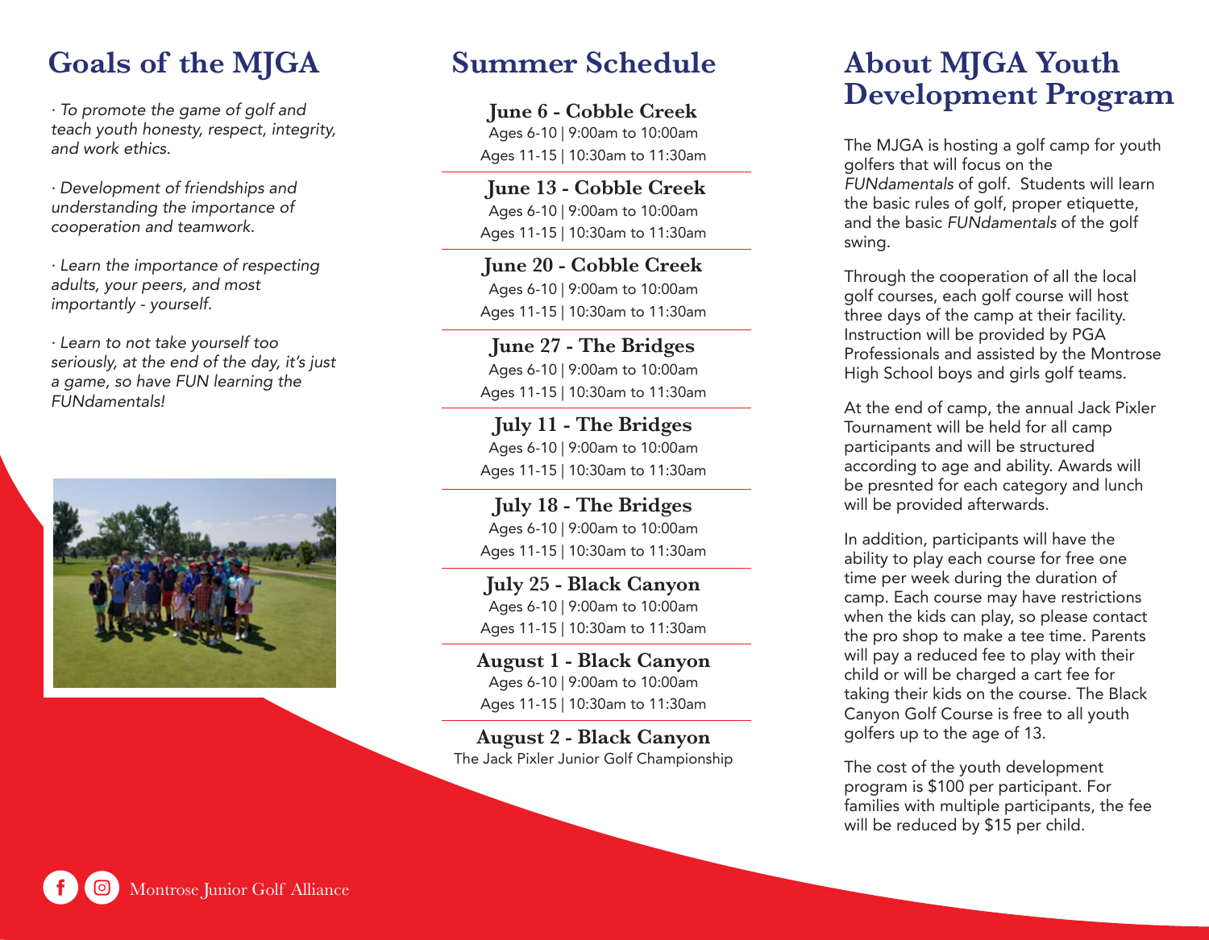## Goals of the MJGA

*· To promote the game of golf and teach youth honesty, respect, integrity, and work ethics.*

*· Development of friendships and understanding the importance of cooperation and teamwork.*

*· Learn the importance of respecting adults, your peers, and most importantly - yourself.*

*· Learn to not take yourself too seriously, at the end of the day, it's just a game, so have FUN learning the FUNdamentals!*

## Summer Schedule

**June 6 - Cobble Creek**
Ages 6-10 | 9:00am to 10:00am
Ages 11-15 | 10:30am to 11:30am

**June 13 - Cobble Creek**
Ages 6-10 | 9:00am to 10:00am
Ages 11-15 | 10:30am to 11:30am

**June 20 - Cobble Creek**
Ages 6-10 | 9:00am to 10:00am
Ages 11-15 | 10:30am to 11:30am

**June 27 - The Bridges**
Ages 6-10 | 9:00am to 10:00am
Ages 11-15 | 10:30am to 11:30am

**July 11 - The Bridges**
Ages 6-10 | 9:00am to 10:00am
Ages 11-15 | 10:30am to 11:30am

**July 18 - The Bridges**
Ages 6-10 | 9:00am to 10:00am
Ages 11-15 | 10:30am to 11:30am

**July 25 - Black Canyon**
Ages 6-10 | 9:00am to 10:00am
Ages 11-15 | 10:30am to 11:30am

**August 1 - Black Canyon**
Ages 6-10 | 9:00am to 10:00am
Ages 11-15 | 10:30am to 11:30am

**August 2 - Black Canyon**
The Jack Pixler Junior Golf Championship

## About MJGA Youth Development Program

The MJGA is hosting a golf camp for youth golfers that will focus on the *FUNdamentals* of golf. Students will learn the basic rules of golf, proper etiquette, and the basic *FUNdamentals* of the golf swing.

Through the cooperation of all the local golf courses, each golf course will host three days of the camp at their facility. Instruction will be provided by PGA Professionals and assisted by the Montrose High School boys and girls golf teams.

At the end of camp, the annual Jack Pixler Tournament will be held for all camp participants and will be structured according to age and ability. Awards will be presnted for each category and lunch will be provided afterwards.

In addition, participants will have the ability to play each course for free one time per week during the duration of camp. Each course may have restrictions when the kids can play, so please contact the pro shop to make a tee time. Parents will pay a reduced fee to play with their child or will be charged a cart fee for taking their kids on the course. The Black Canyon Golf Course is free to all youth golfers up to the age of 13.

The cost of the youth development program is $100 per participant. For families with multiple participants, the fee will be reduced by $15 per child.

Montrose Junior Golf Alliance